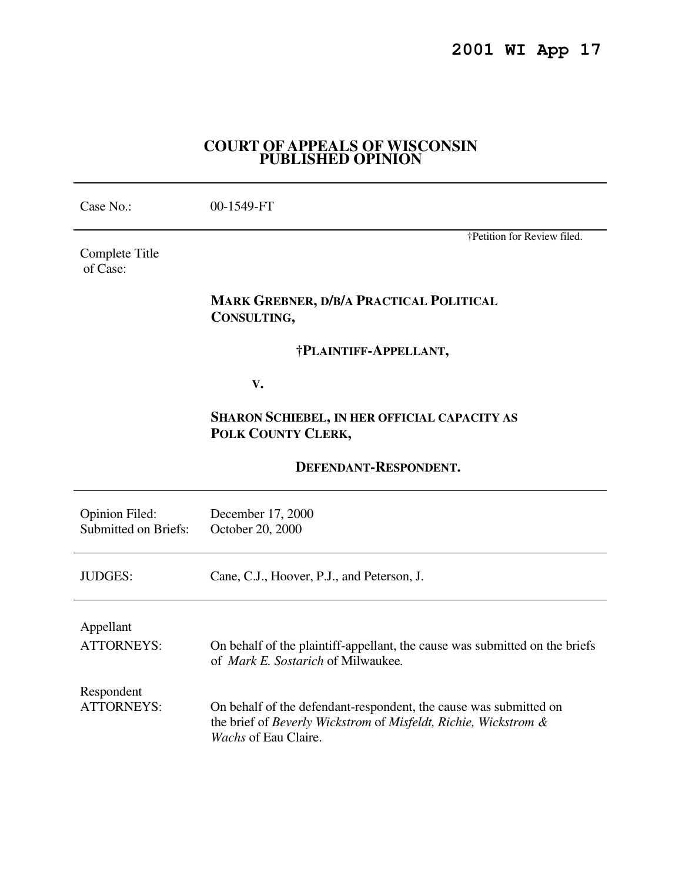**2001 WI App 17**

# COURT OF APPEALS OF WISCONSIN PUBLISHED OPINION

| | |
|---|---|
| Case No.: | 00-1549-FT |

†Petition for Review filed.

Complete Title of Case:

**MARK GREBNER, D/B/A PRACTICAL POLITICAL CONSULTING,**

**†PLAINTIFF-APPELLANT,**

**V.**

**SHARON SCHIEBEL, IN HER OFFICIAL CAPACITY AS POLK COUNTY CLERK,**

**DEFENDANT-RESPONDENT.**

| | |
|---|---|
| Opinion Filed: | December 17, 2000 |
| Submitted on Briefs: | October 20, 2000 |

| | |
|---|---|
| JUDGES: | Cane, C.J., Hoover, P.J., and Peterson, J. |

Appellant ATTORNEYS: On behalf of the plaintiff-appellant, the cause was submitted on the briefs of *Mark E. Sostarich* of Milwaukee.

Respondent ATTORNEYS: On behalf of the defendant-respondent, the cause was submitted on the brief of *Beverly Wickstrom* of *Misfeldt, Richie, Wickstrom & Wachs* of Eau Claire.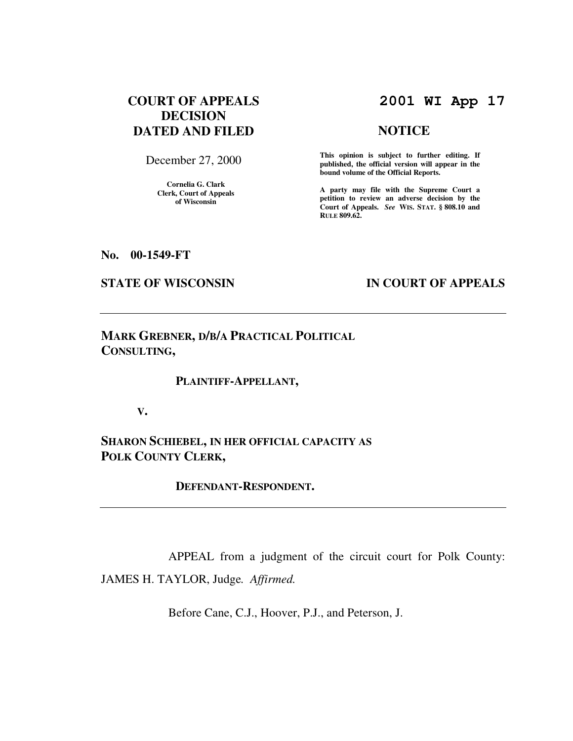**COURT OF APPEALS DECISION DATED AND FILED**

December 27, 2000

**Cornelia G. Clark**
**Clerk, Court of Appeals of Wisconsin**

**2001 WI App 17**

**NOTICE**

**This opinion is subject to further editing. If published, the official version will appear in the bound volume of the Official Reports.**

**A party may file with the Supreme Court a petition to review an adverse decision by the Court of Appeals.** ***See*** **WIS. STAT. § 808.10 and RULE 809.62.**

**No. 00-1549-FT**

**STATE OF WISCONSIN** **IN COURT OF APPEALS**

---

**MARK GREBNER, D/B/A PRACTICAL POLITICAL CONSULTING,**

**PLAINTIFF-APPELLANT,**

**V.**

**SHARON SCHIEBEL, IN HER OFFICIAL CAPACITY AS POLK COUNTY CLERK,**

**DEFENDANT-RESPONDENT.**

---

APPEAL from a judgment of the circuit court for Polk County: JAMES H. TAYLOR, Judge. *Affirmed.*

Before Cane, C.J., Hoover, P.J., and Peterson, J.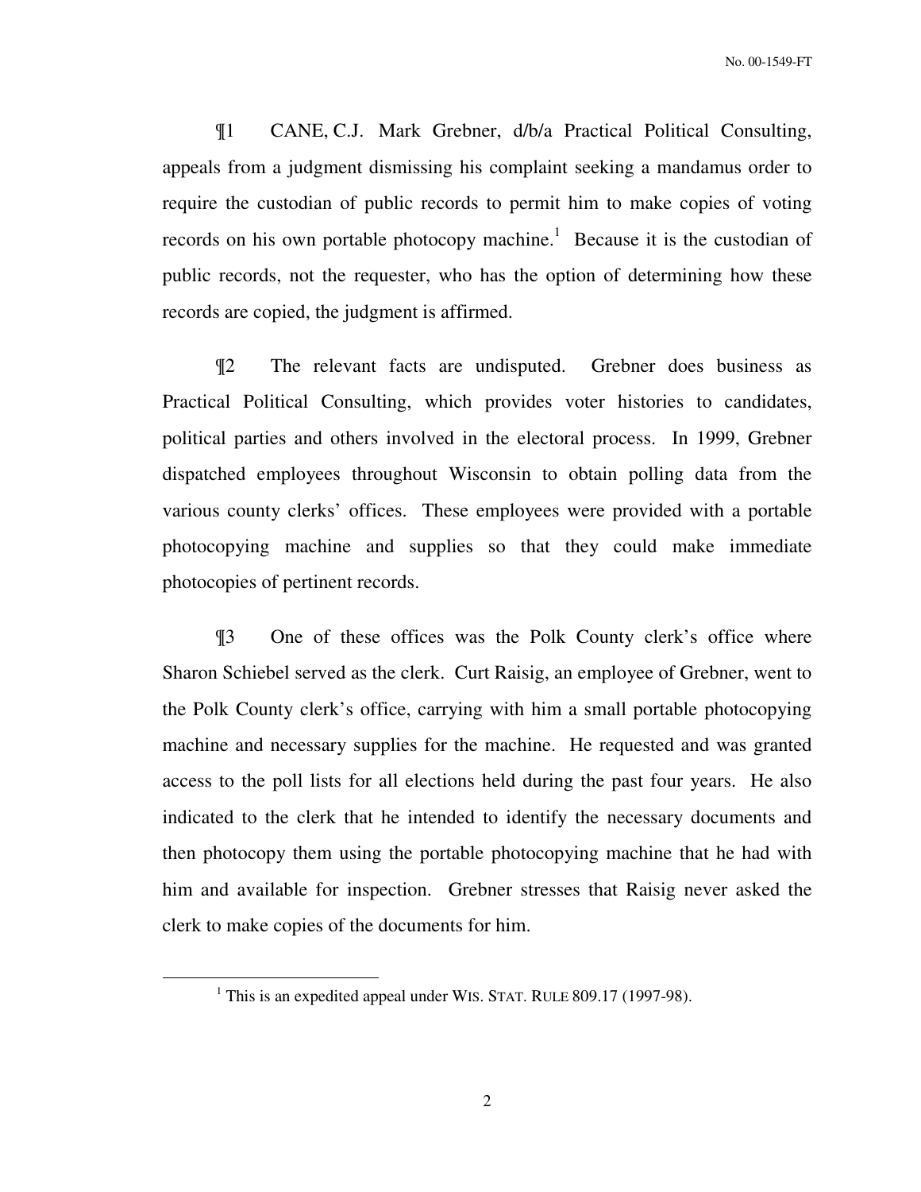¶1 CANE, C.J. Mark Grebner, d/b/a Practical Political Consulting, appeals from a judgment dismissing his complaint seeking a mandamus order to require the custodian of public records to permit him to make copies of voting records on his own portable photocopy machine.[1] Because it is the custodian of public records, not the requester, who has the option of determining how these records are copied, the judgment is affirmed.

¶2 The relevant facts are undisputed. Grebner does business as Practical Political Consulting, which provides voter histories to candidates, political parties and others involved in the electoral process. In 1999, Grebner dispatched employees throughout Wisconsin to obtain polling data from the various county clerks' offices. These employees were provided with a portable photocopying machine and supplies so that they could make immediate photocopies of pertinent records.

¶3 One of these offices was the Polk County clerk's office where Sharon Schiebel served as the clerk. Curt Raisig, an employee of Grebner, went to the Polk County clerk's office, carrying with him a small portable photocopying machine and necessary supplies for the machine. He requested and was granted access to the poll lists for all elections held during the past four years. He also indicated to the clerk that he intended to identify the necessary documents and then photocopy them using the portable photocopying machine that he had with him and available for inspection. Grebner stresses that Raisig never asked the clerk to make copies of the documents for him.

[1] This is an expedited appeal under WIS. STAT. RULE 809.17 (1997-98).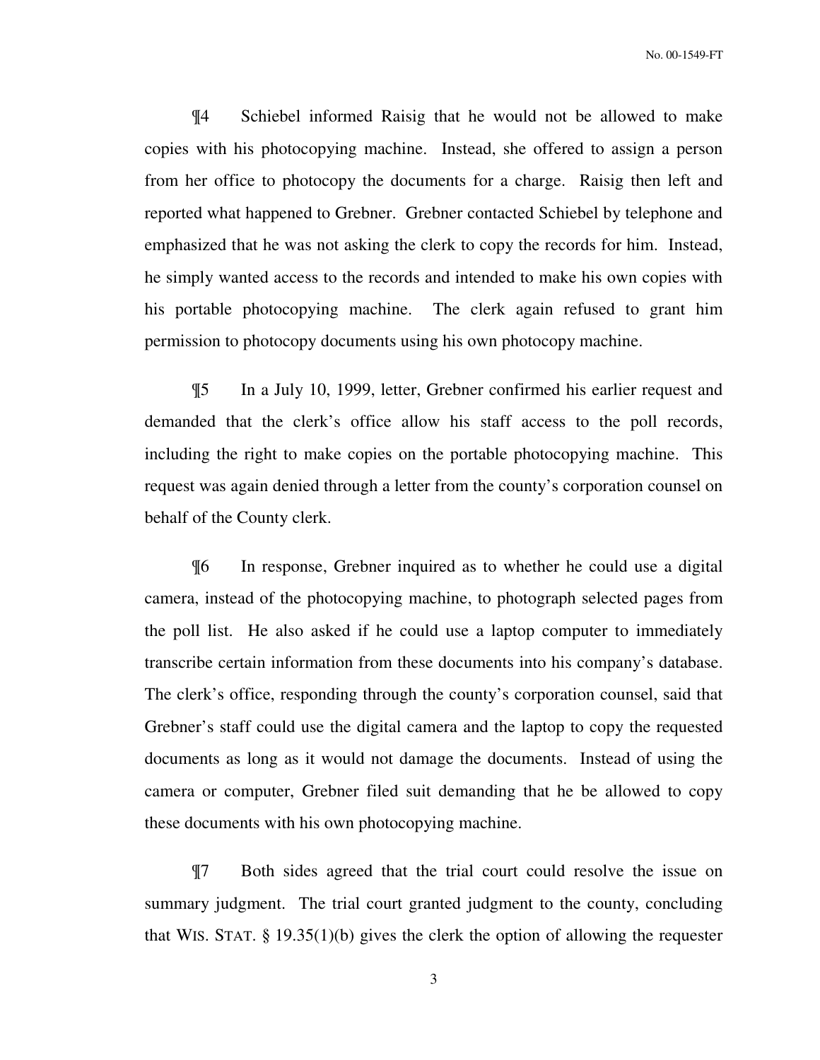¶4 Schiebel informed Raisig that he would not be allowed to make copies with his photocopying machine. Instead, she offered to assign a person from her office to photocopy the documents for a charge. Raisig then left and reported what happened to Grebner. Grebner contacted Schiebel by telephone and emphasized that he was not asking the clerk to copy the records for him. Instead, he simply wanted access to the records and intended to make his own copies with his portable photocopying machine. The clerk again refused to grant him permission to photocopy documents using his own photocopy machine.

¶5 In a July 10, 1999, letter, Grebner confirmed his earlier request and demanded that the clerk's office allow his staff access to the poll records, including the right to make copies on the portable photocopying machine. This request was again denied through a letter from the county's corporation counsel on behalf of the County clerk.

¶6 In response, Grebner inquired as to whether he could use a digital camera, instead of the photocopying machine, to photograph selected pages from the poll list. He also asked if he could use a laptop computer to immediately transcribe certain information from these documents into his company's database. The clerk's office, responding through the county's corporation counsel, said that Grebner's staff could use the digital camera and the laptop to copy the requested documents as long as it would not damage the documents. Instead of using the camera or computer, Grebner filed suit demanding that he be allowed to copy these documents with his own photocopying machine.

¶7 Both sides agreed that the trial court could resolve the issue on summary judgment. The trial court granted judgment to the county, concluding that WIS. STAT. § 19.35(1)(b) gives the clerk the option of allowing the requester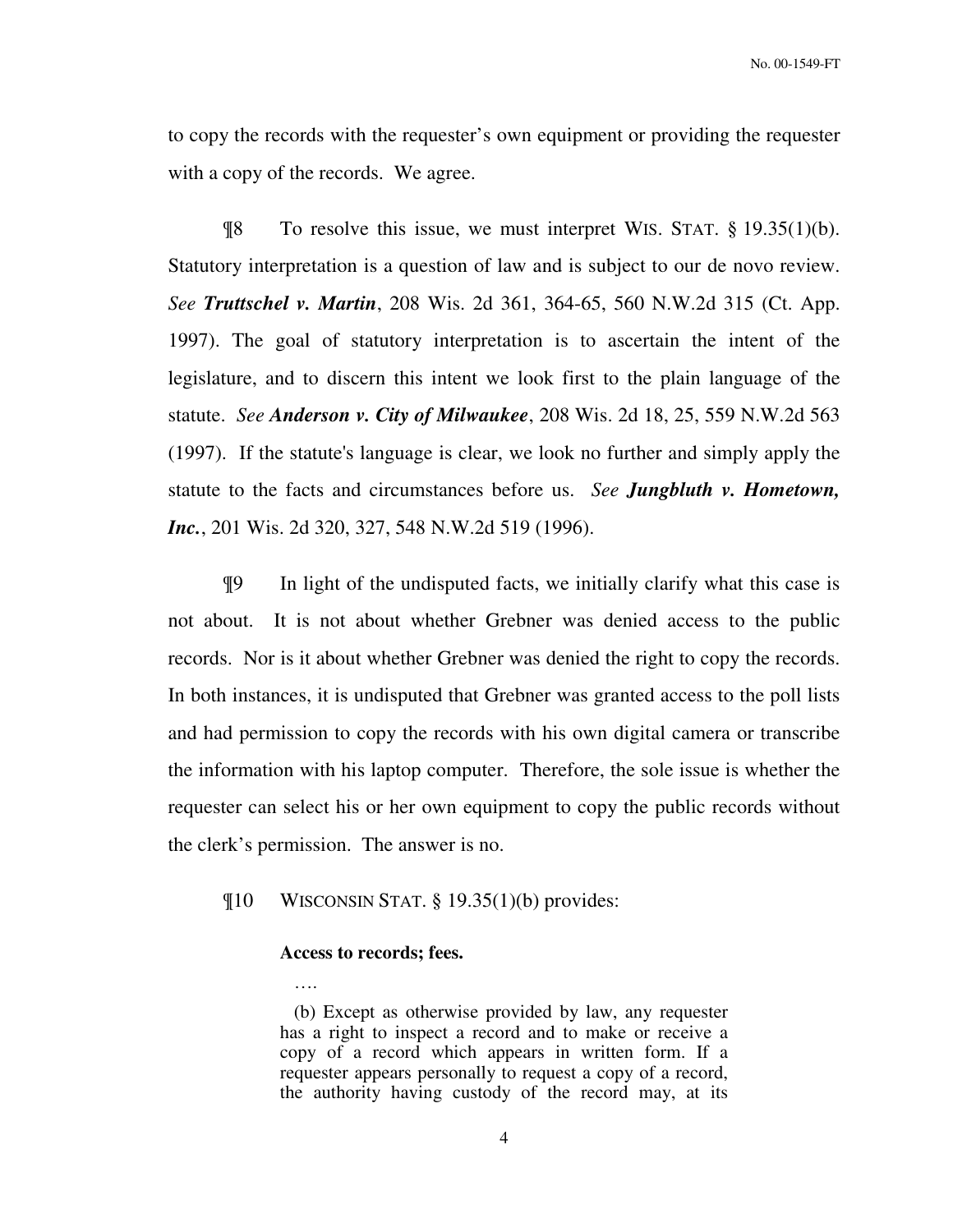to copy the records with the requester's own equipment or providing the requester with a copy of the records. We agree.

¶8 To resolve this issue, we must interpret WIS. STAT. § 19.35(1)(b). Statutory interpretation is a question of law and is subject to our de novo review. *See* ***Truttschel v. Martin***, 208 Wis. 2d 361, 364-65, 560 N.W.2d 315 (Ct. App. 1997). The goal of statutory interpretation is to ascertain the intent of the legislature, and to discern this intent we look first to the plain language of the statute. *See* ***Anderson v. City of Milwaukee***, 208 Wis. 2d 18, 25, 559 N.W.2d 563 (1997). If the statute's language is clear, we look no further and simply apply the statute to the facts and circumstances before us. *See* ***Jungbluth v. Hometown, Inc.***, 201 Wis. 2d 320, 327, 548 N.W.2d 519 (1996).

¶9 In light of the undisputed facts, we initially clarify what this case is not about. It is not about whether Grebner was denied access to the public records. Nor is it about whether Grebner was denied the right to copy the records. In both instances, it is undisputed that Grebner was granted access to the poll lists and had permission to copy the records with his own digital camera or transcribe the information with his laptop computer. Therefore, the sole issue is whether the requester can select his or her own equipment to copy the public records without the clerk's permission. The answer is no.

¶10 WISCONSIN STAT. § 19.35(1)(b) provides:

> **Access to records; fees.**
>
> ….
>
> (b) Except as otherwise provided by law, any requester has a right to inspect a record and to make or receive a copy of a record which appears in written form. If a requester appears personally to request a copy of a record, the authority having custody of the record may, at its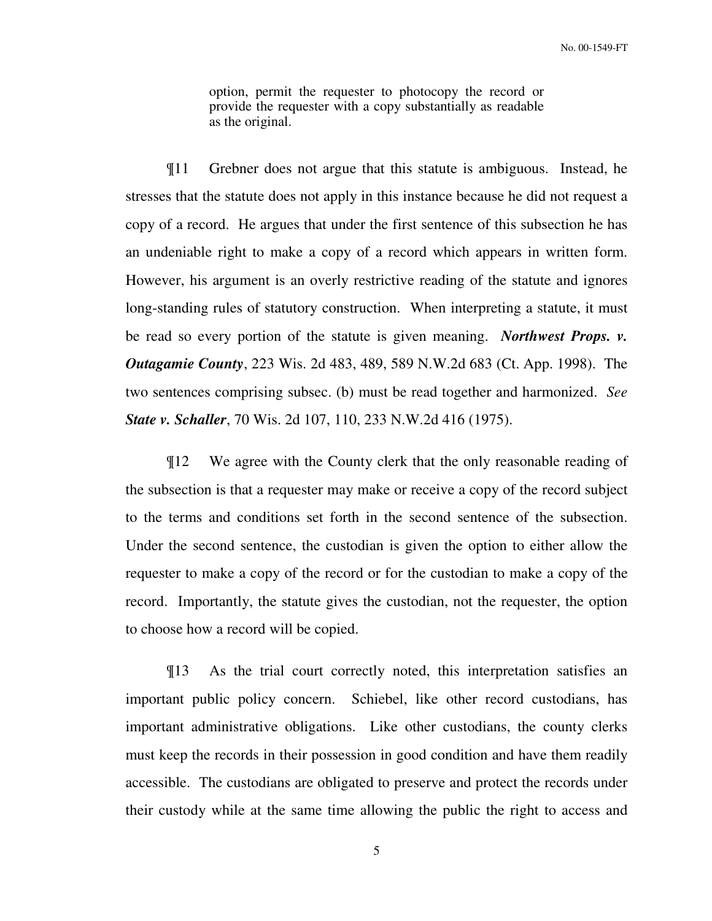> option, permit the requester to photocopy the record or provide the requester with a copy substantially as readable as the original.

¶11 Grebner does not argue that this statute is ambiguous. Instead, he stresses that the statute does not apply in this instance because he did not request a copy of a record. He argues that under the first sentence of this subsection he has an undeniable right to make a copy of a record which appears in written form. However, his argument is an overly restrictive reading of the statute and ignores long-standing rules of statutory construction. When interpreting a statute, it must be read so every portion of the statute is given meaning. ***Northwest Props. v. Outagamie County***, 223 Wis. 2d 483, 489, 589 N.W.2d 683 (Ct. App. 1998). The two sentences comprising subsec. (b) must be read together and harmonized. *See* ***State v. Schaller***, 70 Wis. 2d 107, 110, 233 N.W.2d 416 (1975).

¶12 We agree with the County clerk that the only reasonable reading of the subsection is that a requester may make or receive a copy of the record subject to the terms and conditions set forth in the second sentence of the subsection. Under the second sentence, the custodian is given the option to either allow the requester to make a copy of the record or for the custodian to make a copy of the record. Importantly, the statute gives the custodian, not the requester, the option to choose how a record will be copied.

¶13 As the trial court correctly noted, this interpretation satisfies an important public policy concern. Schiebel, like other record custodians, has important administrative obligations. Like other custodians, the county clerks must keep the records in their possession in good condition and have them readily accessible. The custodians are obligated to preserve and protect the records under their custody while at the same time allowing the public the right to access and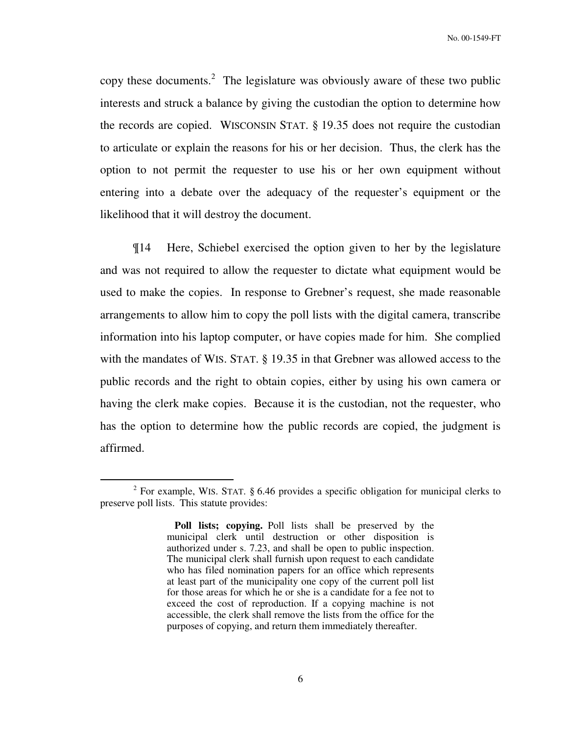copy these documents.[2] The legislature was obviously aware of these two public interests and struck a balance by giving the custodian the option to determine how the records are copied. WISCONSIN STAT. § 19.35 does not require the custodian to articulate or explain the reasons for his or her decision. Thus, the clerk has the option to not permit the requester to use his or her own equipment without entering into a debate over the adequacy of the requester's equipment or the likelihood that it will destroy the document.

¶14 Here, Schiebel exercised the option given to her by the legislature and was not required to allow the requester to dictate what equipment would be used to make the copies. In response to Grebner's request, she made reasonable arrangements to allow him to copy the poll lists with the digital camera, transcribe information into his laptop computer, or have copies made for him. She complied with the mandates of WIS. STAT. § 19.35 in that Grebner was allowed access to the public records and the right to obtain copies, either by using his own camera or having the clerk make copies. Because it is the custodian, not the requester, who has the option to determine how the public records are copied, the judgment is affirmed.

---

[2] For example, WIS. STAT. § 6.46 provides a specific obligation for municipal clerks to preserve poll lists. This statute provides:

> **Poll lists; copying.** Poll lists shall be preserved by the municipal clerk until destruction or other disposition is authorized under s. 7.23, and shall be open to public inspection. The municipal clerk shall furnish upon request to each candidate who has filed nomination papers for an office which represents at least part of the municipality one copy of the current poll list for those areas for which he or she is a candidate for a fee not to exceed the cost of reproduction. If a copying machine is not accessible, the clerk shall remove the lists from the office for the purposes of copying, and return them immediately thereafter.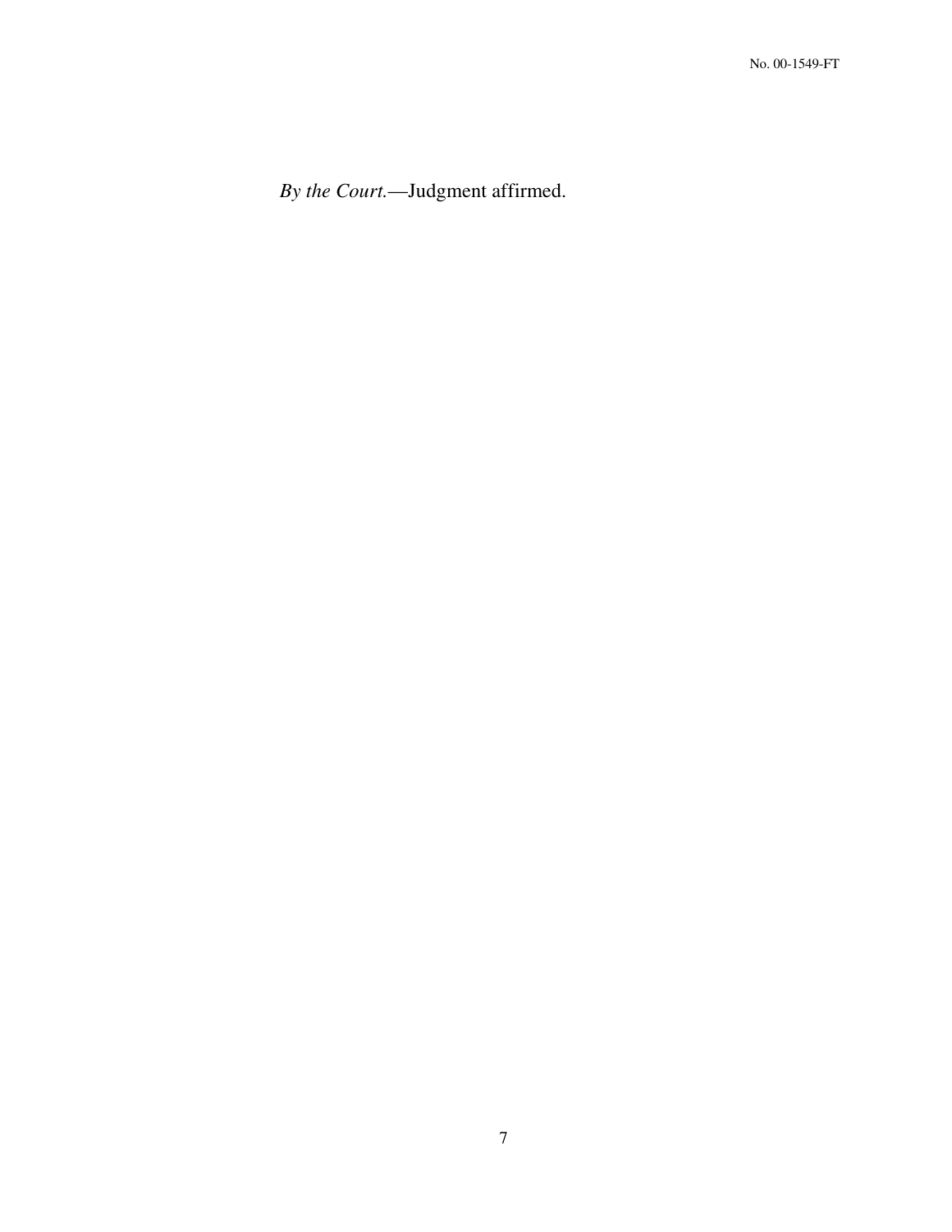*By the Court.*—Judgment affirmed.